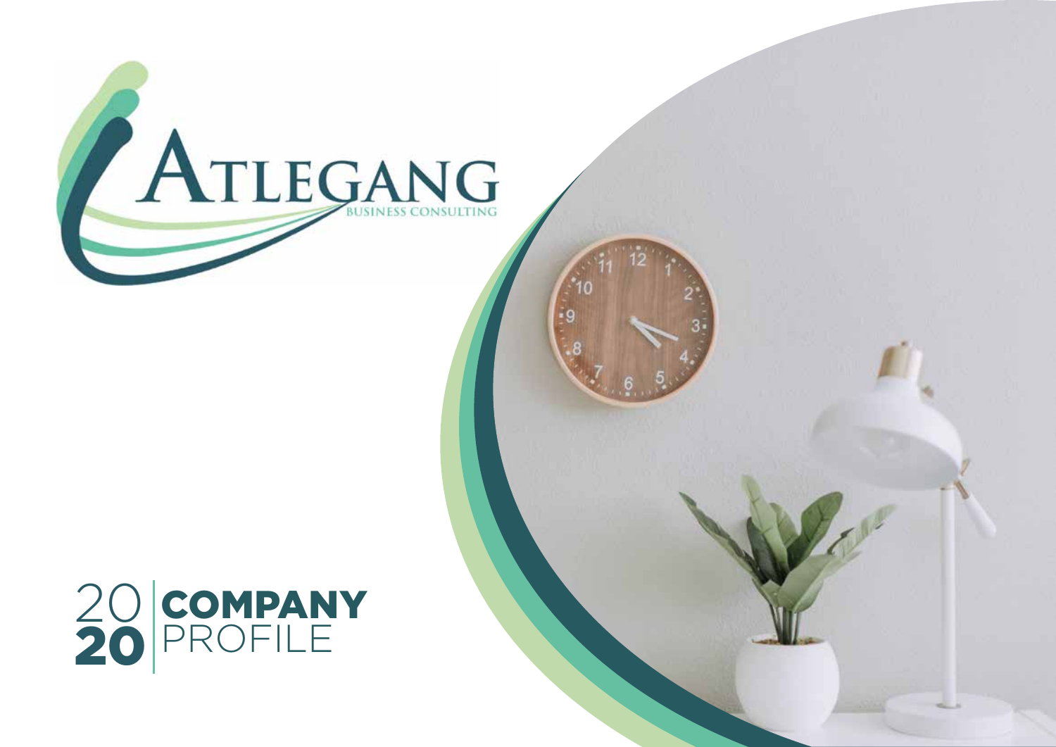# ATLEGANG

BUSINESS CONSULTING

**2020 COMPANY** PROFILE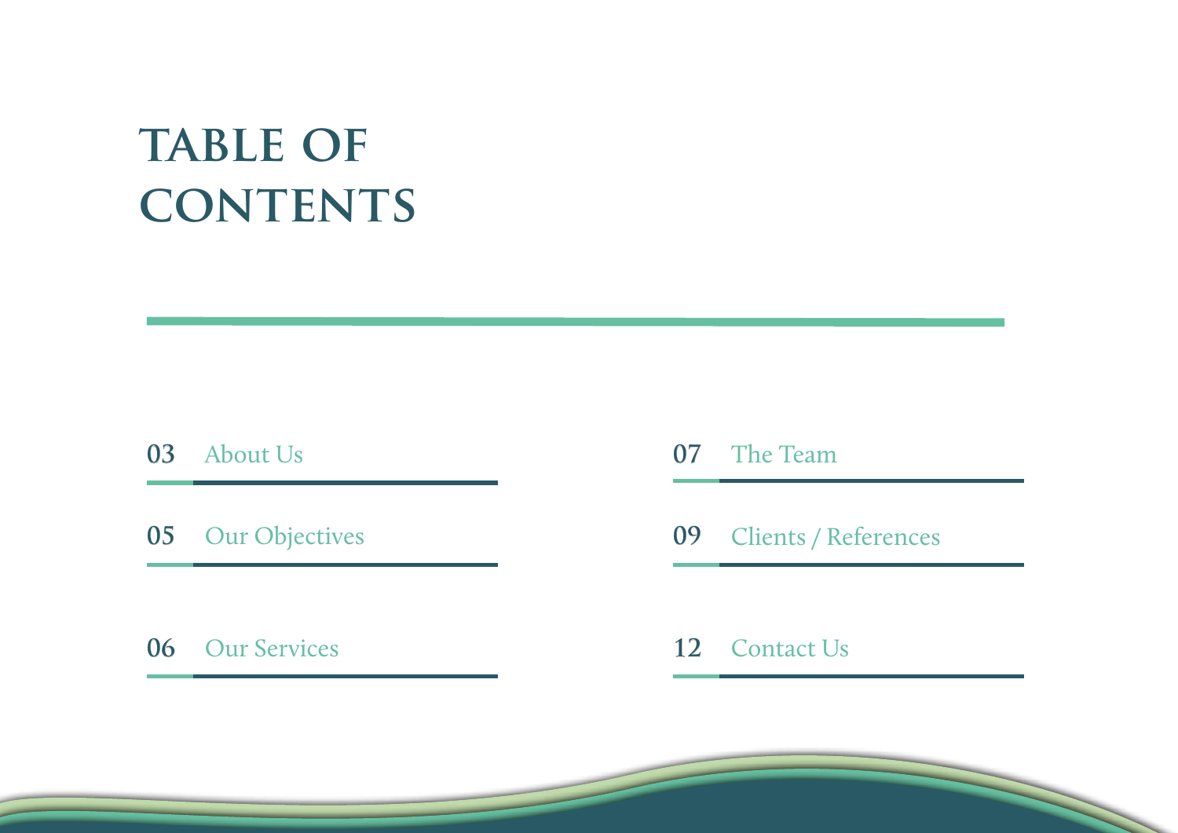# TABLE OF CONTENTS

03 About Us

05 Our Objectives

06 Our Services

07 The Team

09 Clients / References

12 Contact Us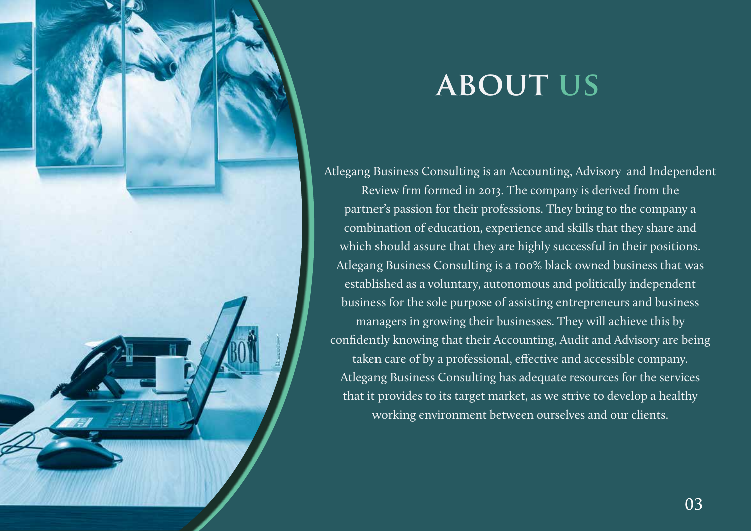# ABOUT US

Atlegang Business Consulting is an Accounting, Advisory and Independent Review frm formed in 2013. The company is derived from the partner's passion for their professions. They bring to the company a combination of education, experience and skills that they share and which should assure that they are highly successful in their positions. Atlegang Business Consulting is a 100% black owned business that was established as a voluntary, autonomous and politically independent business for the sole purpose of assisting entrepreneurs and business managers in growing their businesses. They will achieve this by confidently knowing that their Accounting, Audit and Advisory are being taken care of by a professional, effective and accessible company. Atlegang Business Consulting has adequate resources for the services that it provides to its target market, as we strive to develop a healthy working environment between ourselves and our clients.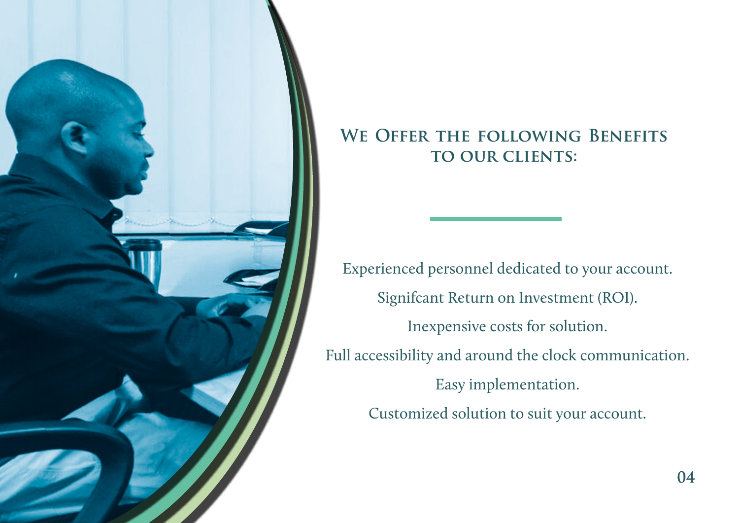## We Offer the following Benefits to our clients:

Experienced personnel dedicated to your account.

Signifcant Return on Investment (ROI).

Inexpensive costs for solution.

Full accessibility and around the clock communication.

Easy implementation.

Customized solution to suit your account.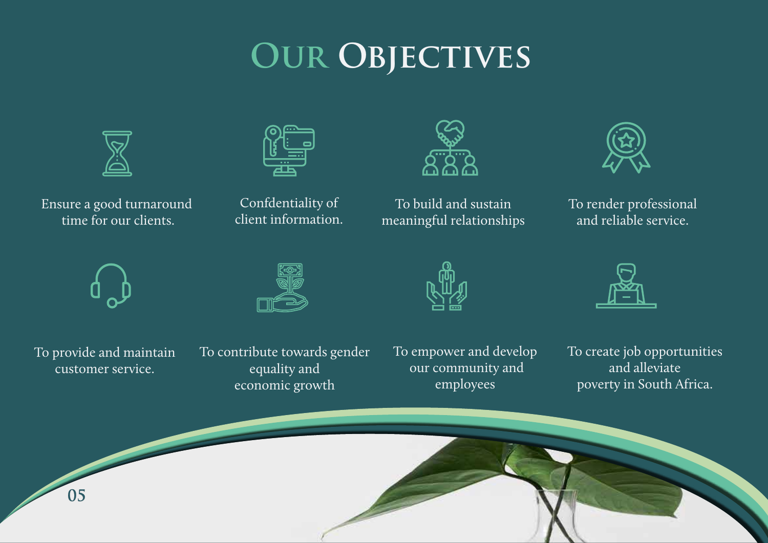# Our Objectives

- Ensure a good turnaround time for our clients.
- Confdentiality of client information.
- To build and sustain meaningful relationships
- To render professional and reliable service.
- To provide and maintain customer service.
- To contribute towards gender equality and economic growth
- To empower and develop our community and employees
- To create job opportunities and alleviate poverty in South Africa.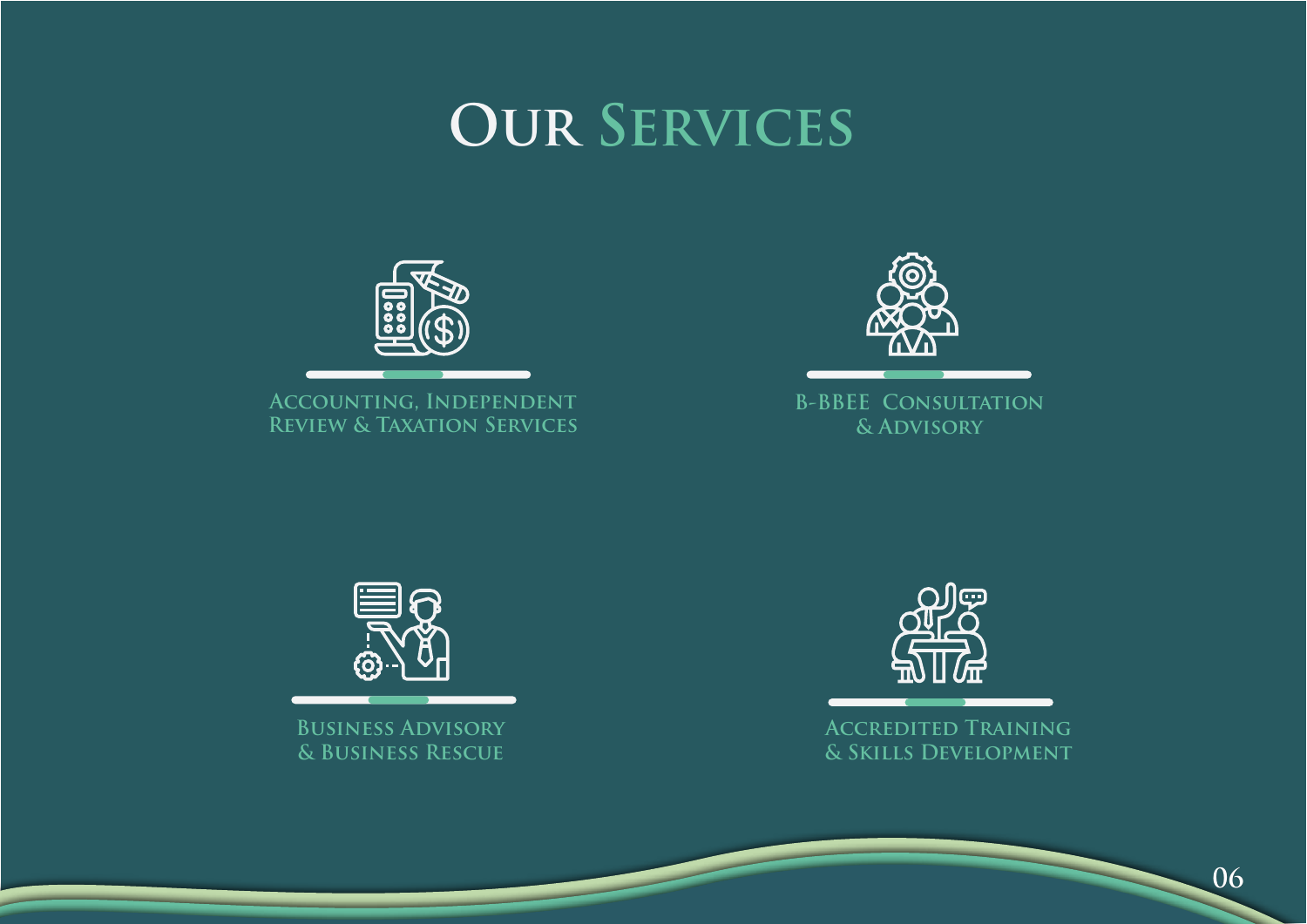# Our Services

**Accounting, Independent Review & Taxation Services**

**B-BBEE Consultation & Advisory**

**Business Advisory & Business Rescue**

**Accredited Training & Skills Development**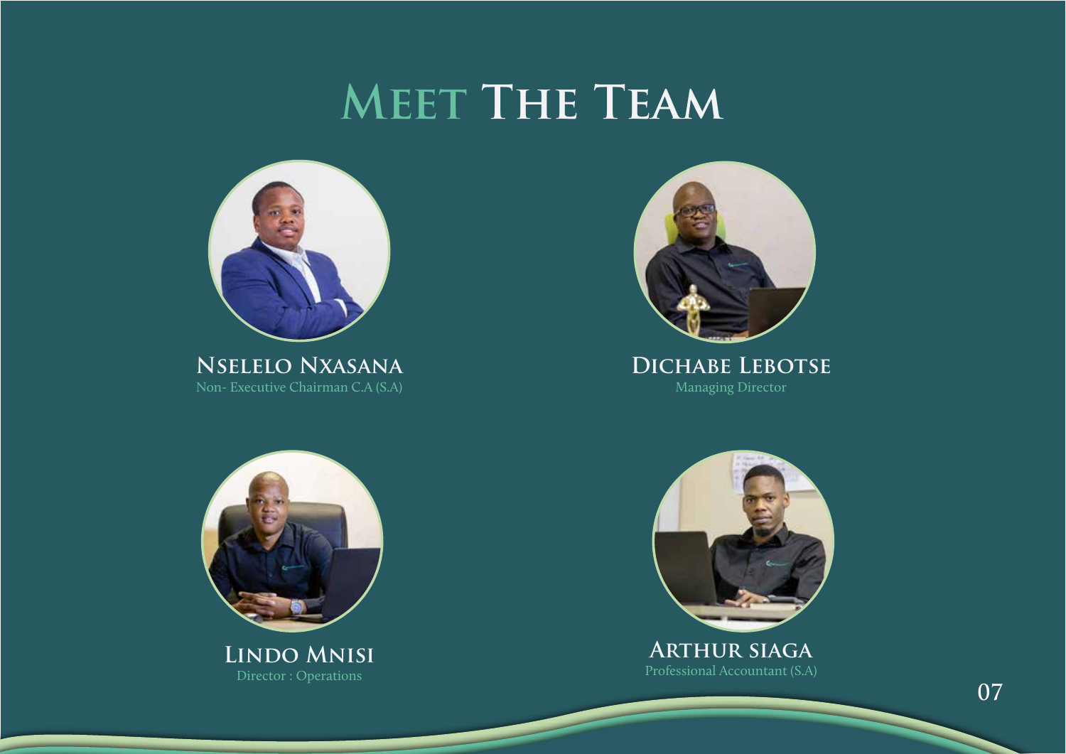# Meet The Team

**Nselelo Nxasana**
Non- Executive Chairman C.A (S.A)

**Dichabe Lebotse**
Managing Director

**Lindo Mnisi**
Director : Operations

**Arthur siaga**
Professional Accountant (S.A)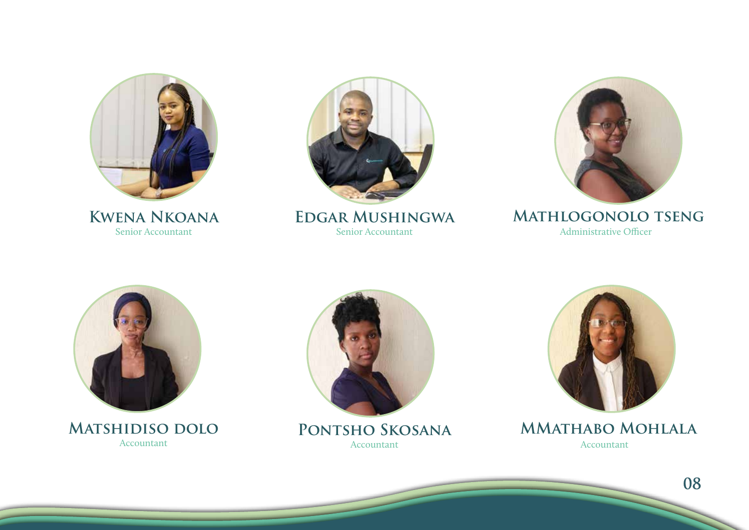**KWENA NKOANA**
Senior Accountant

**EDGAR MUSHINGWA**
Senior Accountant

**MATHLOGONOLO TSENG**
Administrative Officer

**MATSHIDISO DOLO**
Accountant

**PONTSHO SKOSANA**
Accountant

**MMATHABO MOHLALA**
Accountant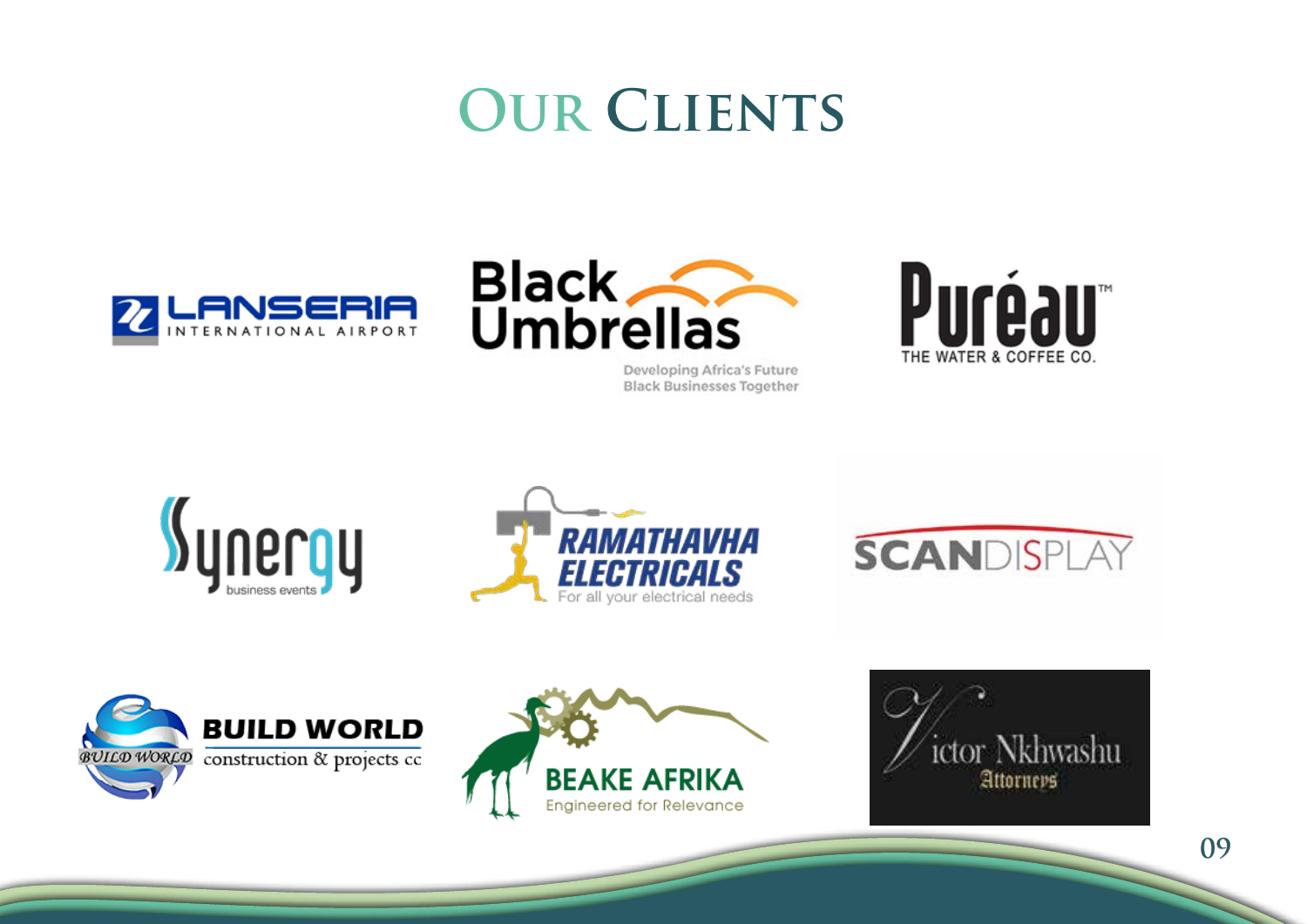# Our Clients

LANSERIA INTERNATIONAL AIRPORT

Black Umbrellas
Developing Africa's Future Black Businesses Together

Puréau™
THE WATER & COFFEE CO.

Synergy
business events

RAMATHAVHA ELECTRICALS
For all your electrical needs

SCANDISPLAY

BUILD WORLD
construction & projects cc

BEAKE AFRIKA
Engineered for Relevance

Victor Nkhwashu
Attorneys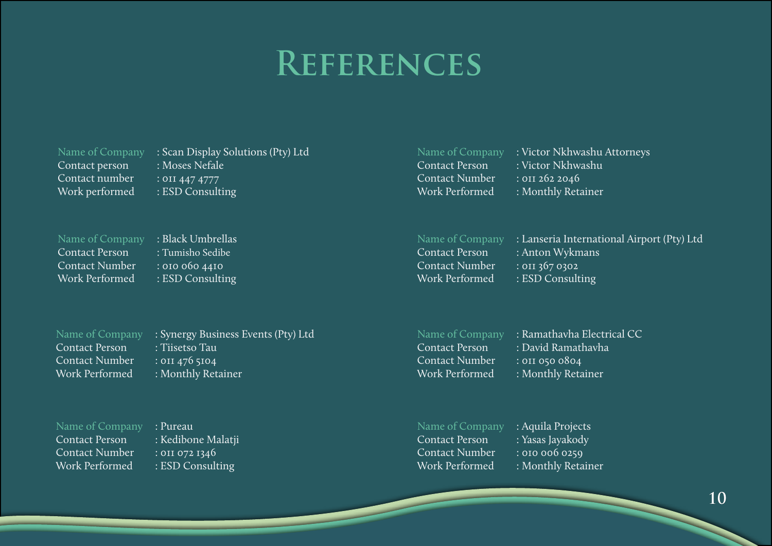# References

Name of Company : Scan Display Solutions (Pty) Ltd
Contact person : Moses Nefale
Contact number : 011 447 4777
Work performed : ESD Consulting

Name of Company : Black Umbrellas
Contact Person : Tumisho Sedibe
Contact Number : 010 060 4410
Work Performed : ESD Consulting

Name of Company : Synergy Business Events (Pty) Ltd
Contact Person : Tiisetso Tau
Contact Number : 011 476 5104
Work Performed : Monthly Retainer

Name of Company : Pureau
Contact Person : Kedibone Malatji
Contact Number : 011 072 1346
Work Performed : ESD Consulting

Name of Company : Victor Nkhwashu Attorneys
Contact Person : Victor Nkhwashu
Contact Number : 011 262 2046
Work Performed : Monthly Retainer

Name of Company : Lanseria International Airport (Pty) Ltd
Contact Person : Anton Wykmans
Contact Number : 011 367 0302
Work Performed : ESD Consulting

Name of Company : Ramathavha Electrical CC
Contact Person : David Ramathavha
Contact Number : 011 050 0804
Work Performed : Monthly Retainer

Name of Company : Aquila Projects
Contact Person : Yasas Jayakody
Contact Number : 010 006 0259
Work Performed : Monthly Retainer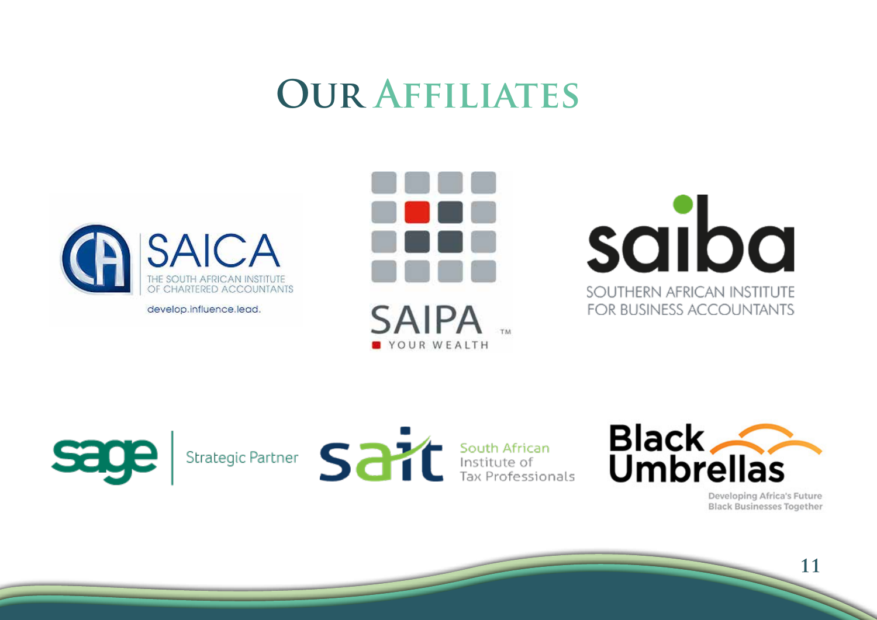# Our Affiliates

SAICA
THE SOUTH AFRICAN INSTITUTE OF CHARTERED ACCOUNTANTS
develop.influence.lead.

SAIPA™
YOUR WEALTH

saiba
SOUTHERN AFRICAN INSTITUTE FOR BUSINESS ACCOUNTANTS

sage | Strategic Partner

sait
South African Institute of Tax Professionals

Black Umbrellas
Developing Africa's Future Black Businesses Together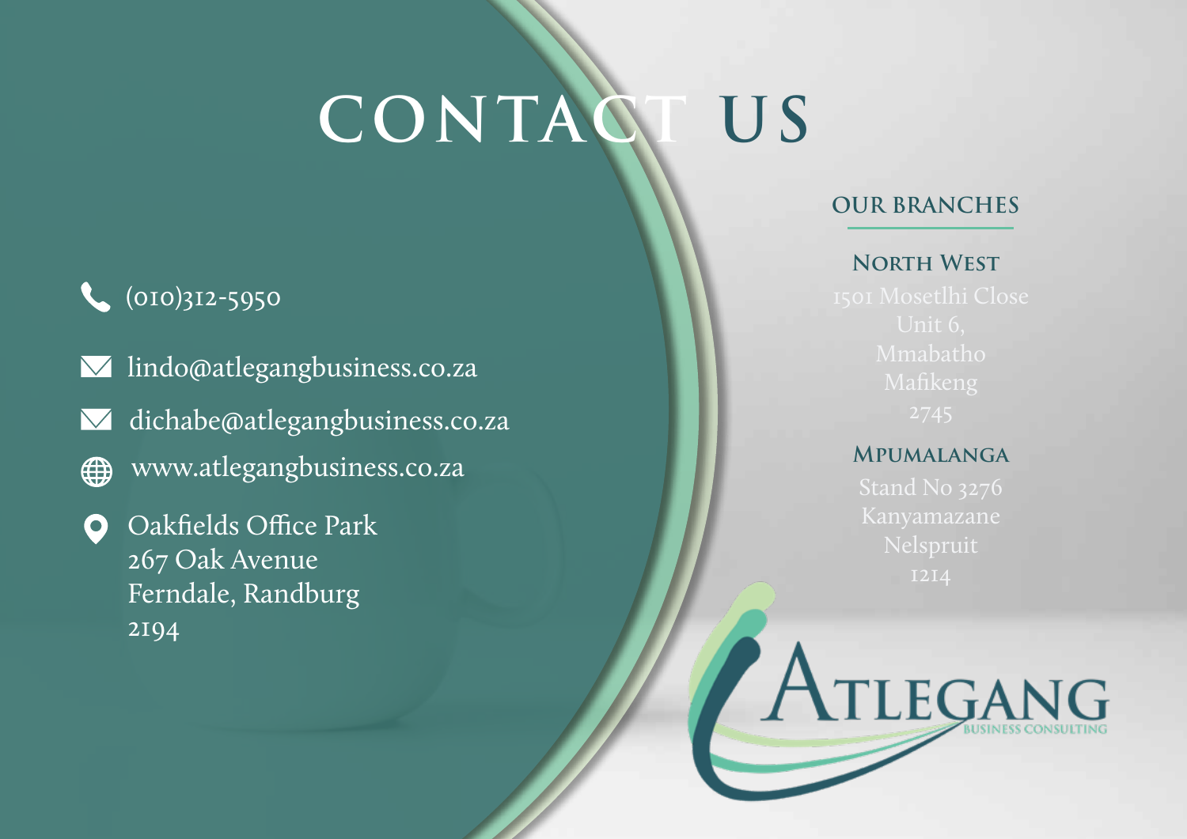# CONTACT US

(010)312-5950

lindo@atlegangbusiness.co.za

dichabe@atlegangbusiness.co.za

www.atlegangbusiness.co.za

Oakfields Office Park
267 Oak Avenue
Ferndale, Randburg
2194

## OUR BRANCHES

### North West

1501 Mosetlhi Close
Unit 6,
Mmabatho
Mafikeng
2745

### Mpumalanga

Stand No 3276
Kanyamazane
Nelspruit
1214

ATLEGANG
BUSINESS CONSULTING